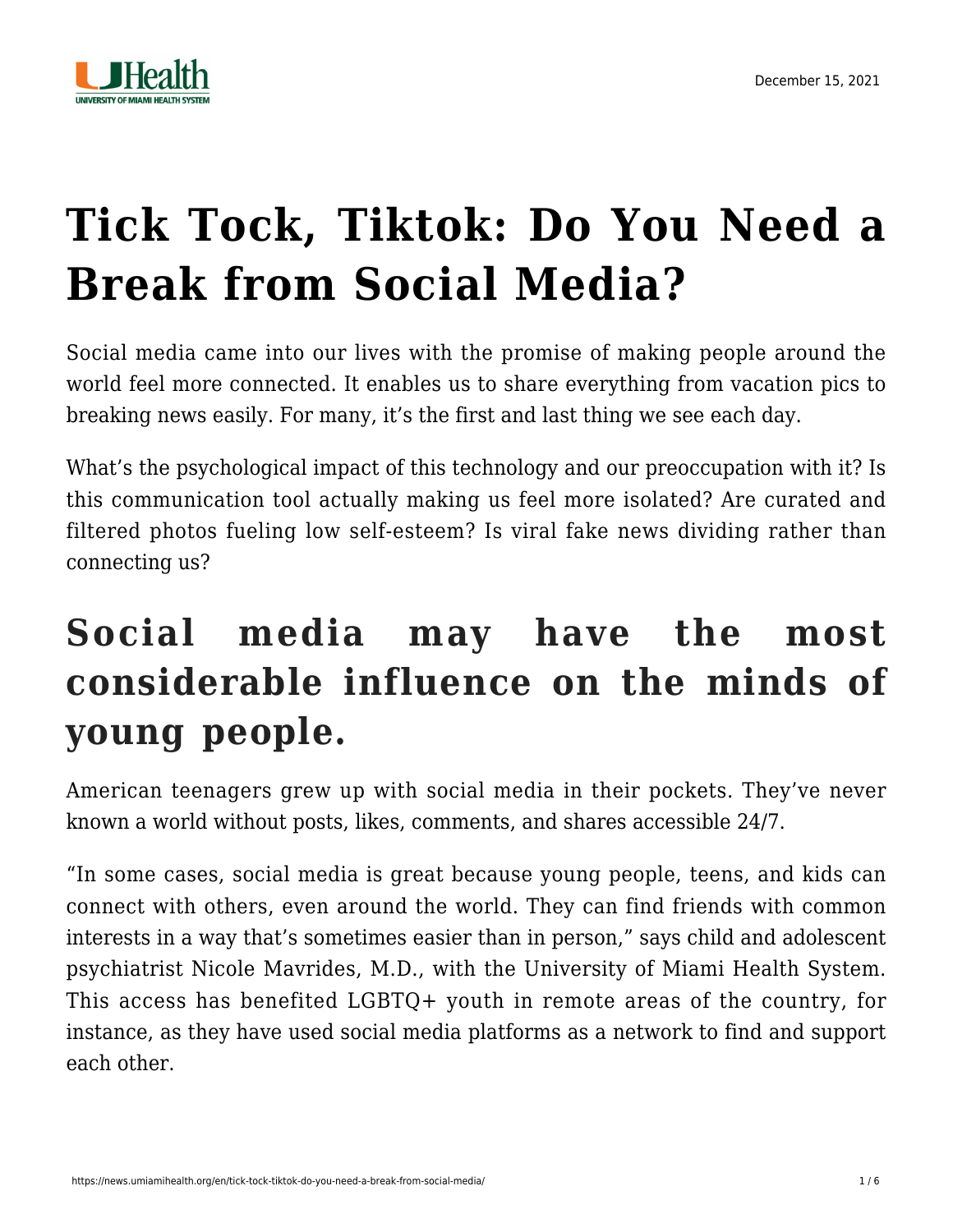# Tick Tock, Tiktok: Do You Need a Break from Social Media?

Social media came into our lives with the promise of making people around the world feel more connected. It enables us to share everything from vacation pics to breaking news easily. For many, it's the first and last thing we see each day.

What's the psychological impact of this technology and our preoccupation with it? Is this communication tool actually making us feel more isolated? Are curated and filtered photos fueling low self-esteem? Is viral fake news dividing rather than connecting us?

## Social media may have the most considerable influence on the minds of young people.

American teenagers grew up with social media in their pockets. They've never known a world without posts, likes, comments, and shares accessible 24/7.

"In some cases, social media is great because young people, teens, and kids can connect with others, even around the world. They can find friends with common interests in a way that's sometimes easier than in person," says child and adolescent psychiatrist Nicole Mavrides, M.D., with the University of Miami Health System. This access has benefited LGBTQ+ youth in remote areas of the country, for instance, as they have used social media platforms as a network to find and support each other.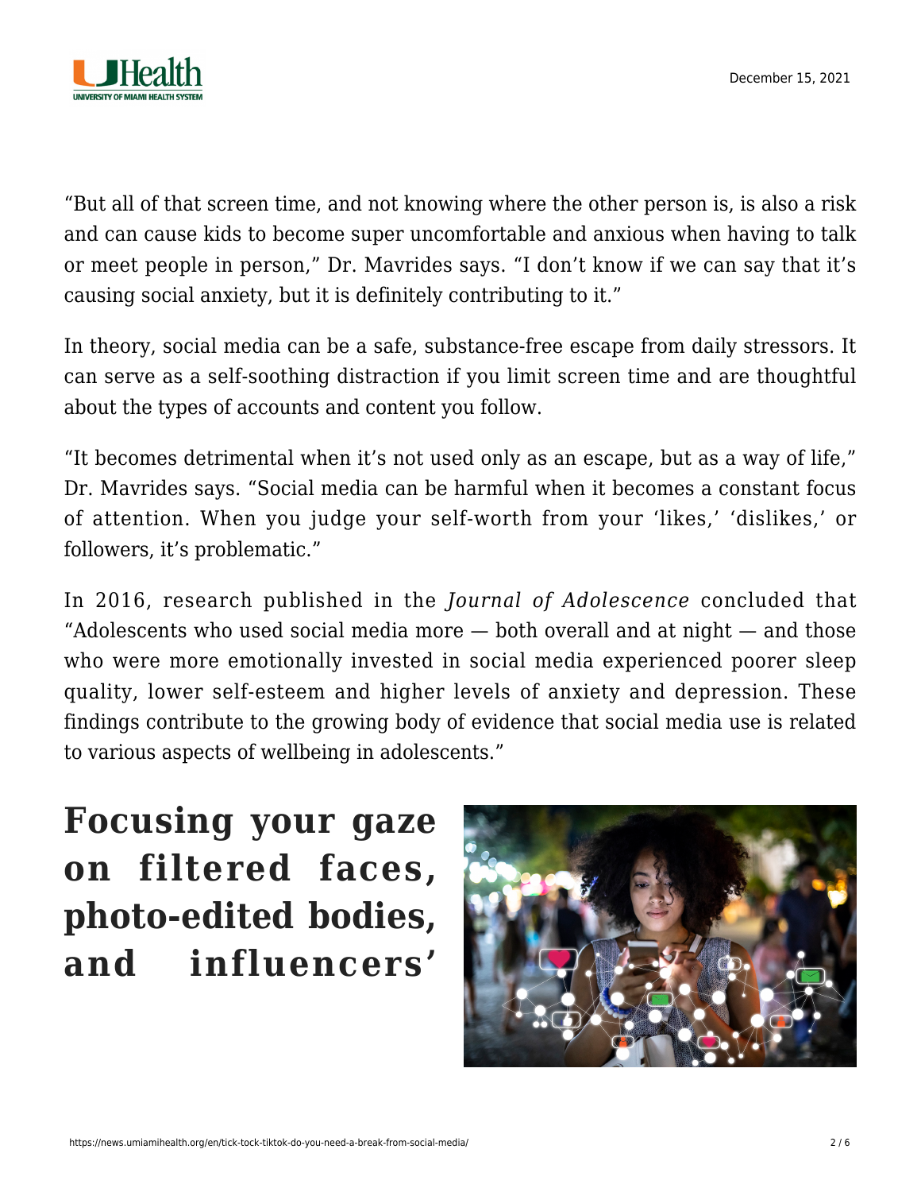"But all of that screen time, and not knowing where the other person is, is also a risk and can cause kids to become super uncomfortable and anxious when having to talk or meet people in person," Dr. Mavrides says. "I don't know if we can say that it's causing social anxiety, but it is definitely contributing to it."

In theory, social media can be a safe, substance-free escape from daily stressors. It can serve as a self-soothing distraction if you limit screen time and are thoughtful about the types of accounts and content you follow.

"It becomes detrimental when it's not used only as an escape, but as a way of life," Dr. Mavrides says. "Social media can be harmful when it becomes a constant focus of attention. When you judge your self-worth from your 'likes,' 'dislikes,' or followers, it's problematic."

In 2016, research published in the *Journal of Adolescence* concluded that "Adolescents who used social media more — both overall and at night — and those who were more emotionally invested in social media experienced poorer sleep quality, lower self-esteem and higher levels of anxiety and depression. These findings contribute to the growing body of evidence that social media use is related to various aspects of wellbeing in adolescents."

**Focusing your gaze on filtered faces, photo-edited bodies, and influencers'**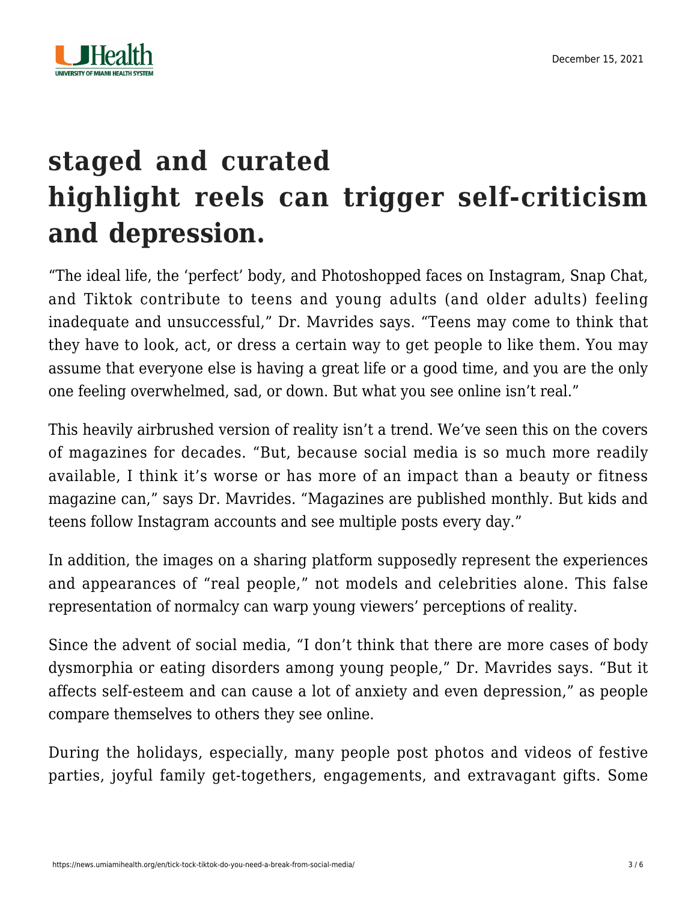## staged and curated highlight reels can trigger self-criticism and depression.

"The ideal life, the 'perfect' body, and Photoshopped faces on Instagram, Snap Chat, and Tiktok contribute to teens and young adults (and older adults) feeling inadequate and unsuccessful," Dr. Mavrides says. "Teens may come to think that they have to look, act, or dress a certain way to get people to like them. You may assume that everyone else is having a great life or a good time, and you are the only one feeling overwhelmed, sad, or down. But what you see online isn't real."

This heavily airbrushed version of reality isn't a trend. We've seen this on the covers of magazines for decades. "But, because social media is so much more readily available, I think it's worse or has more of an impact than a beauty or fitness magazine can," says Dr. Mavrides. "Magazines are published monthly. But kids and teens follow Instagram accounts and see multiple posts every day."

In addition, the images on a sharing platform supposedly represent the experiences and appearances of "real people," not models and celebrities alone. This false representation of normalcy can warp young viewers' perceptions of reality.

Since the advent of social media, "I don't think that there are more cases of body dysmorphia or eating disorders among young people," Dr. Mavrides says. "But it affects self-esteem and can cause a lot of anxiety and even depression," as people compare themselves to others they see online.

During the holidays, especially, many people post photos and videos of festive parties, joyful family get-togethers, engagements, and extravagant gifts. Some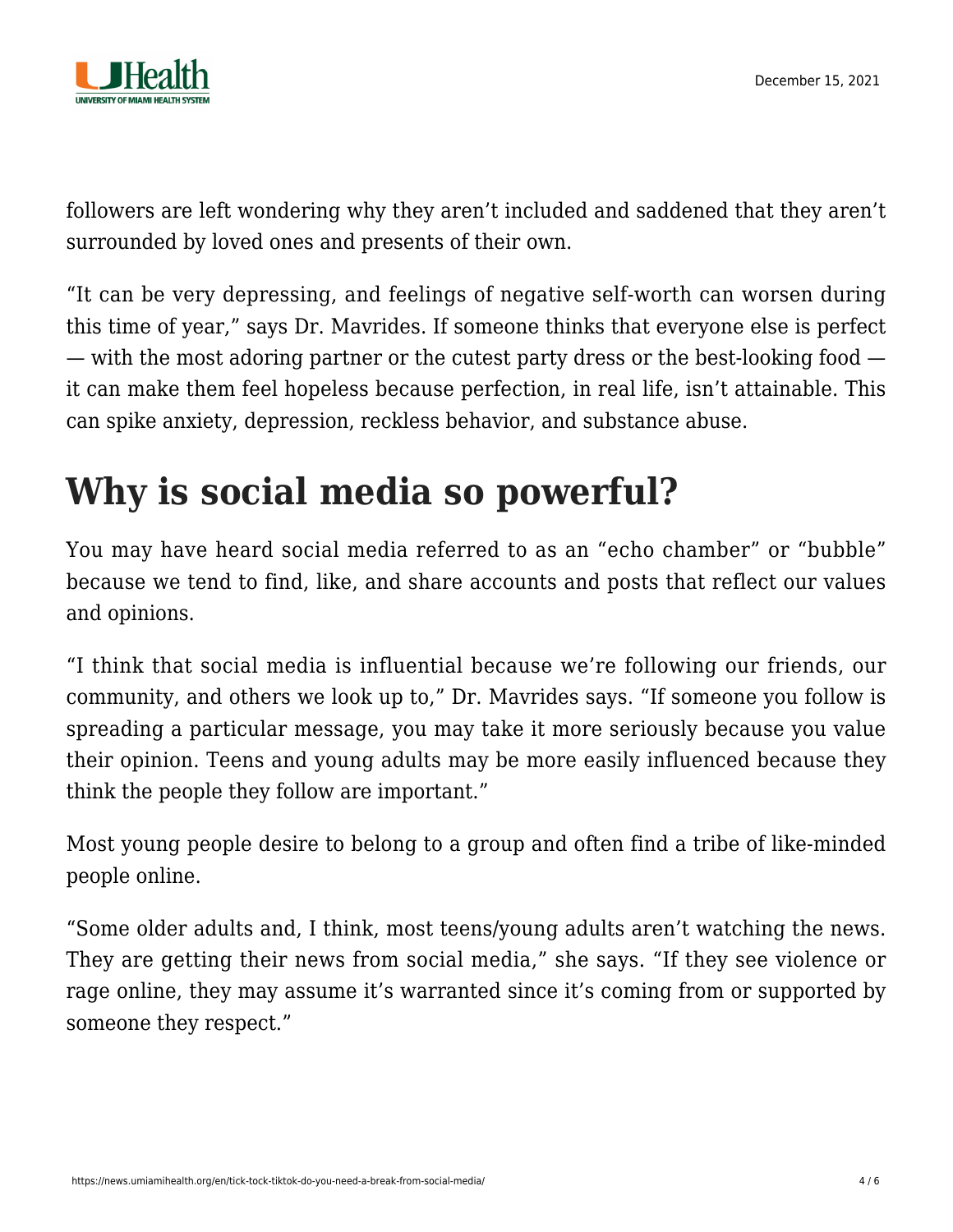followers are left wondering why they aren't included and saddened that they aren't surrounded by loved ones and presents of their own.

"It can be very depressing, and feelings of negative self-worth can worsen during this time of year," says Dr. Mavrides. If someone thinks that everyone else is perfect — with the most adoring partner or the cutest party dress or the best-looking food — it can make them feel hopeless because perfection, in real life, isn't attainable. This can spike anxiety, depression, reckless behavior, and substance abuse.

# Why is social media so powerful?

You may have heard social media referred to as an "echo chamber" or "bubble" because we tend to find, like, and share accounts and posts that reflect our values and opinions.

"I think that social media is influential because we're following our friends, our community, and others we look up to," Dr. Mavrides says. "If someone you follow is spreading a particular message, you may take it more seriously because you value their opinion. Teens and young adults may be more easily influenced because they think the people they follow are important."

Most young people desire to belong to a group and often find a tribe of like-minded people online.

"Some older adults and, I think, most teens/young adults aren't watching the news. They are getting their news from social media," she says. "If they see violence or rage online, they may assume it's warranted since it's coming from or supported by someone they respect."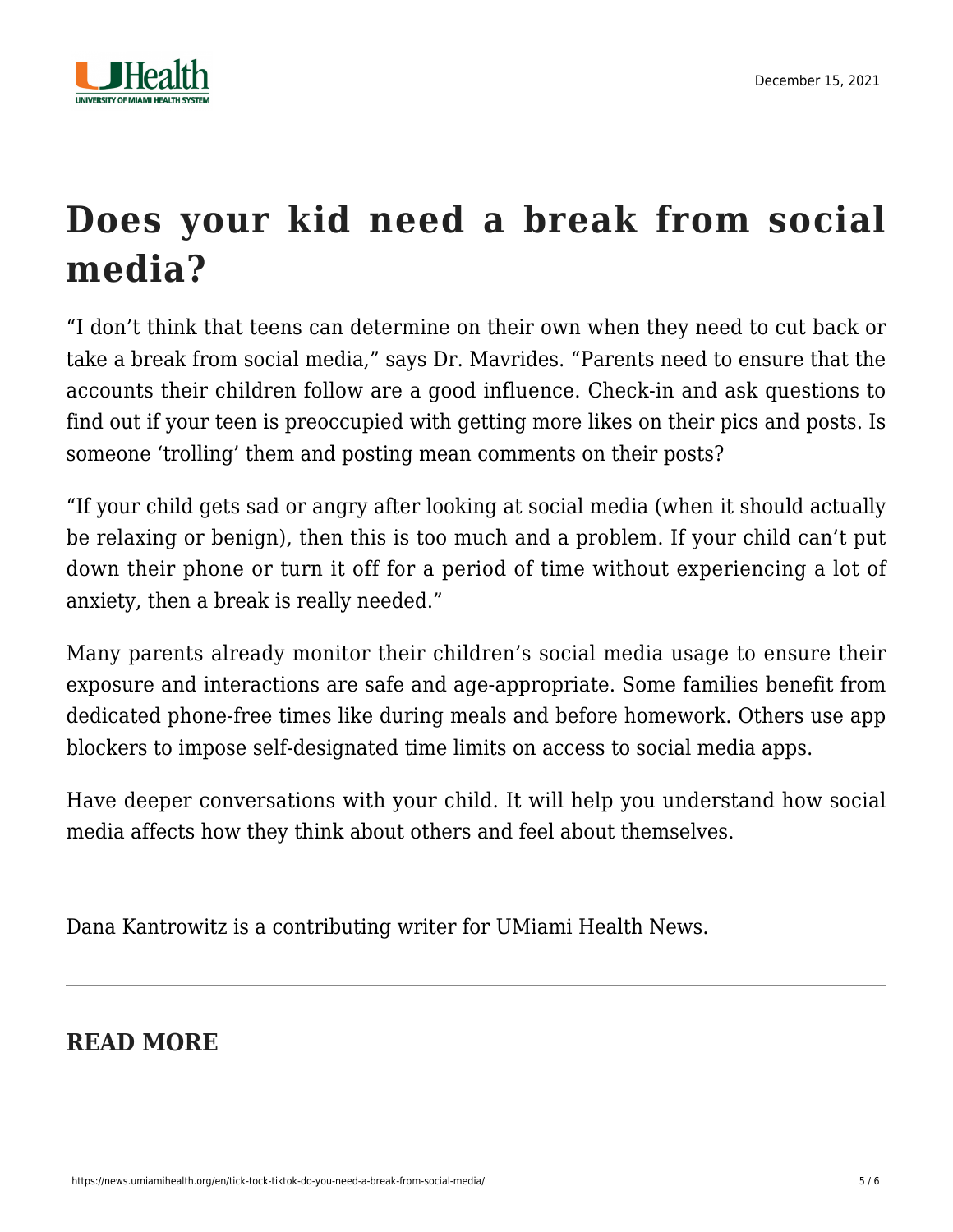## Does your kid need a break from social media?

"I don't think that teens can determine on their own when they need to cut back or take a break from social media," says Dr. Mavrides. "Parents need to ensure that the accounts their children follow are a good influence. Check-in and ask questions to find out if your teen is preoccupied with getting more likes on their pics and posts. Is someone 'trolling' them and posting mean comments on their posts?

"If your child gets sad or angry after looking at social media (when it should actually be relaxing or benign), then this is too much and a problem. If your child can't put down their phone or turn it off for a period of time without experiencing a lot of anxiety, then a break is really needed."

Many parents already monitor their children's social media usage to ensure their exposure and interactions are safe and age-appropriate. Some families benefit from dedicated phone-free times like during meals and before homework. Others use app blockers to impose self-designated time limits on access to social media apps.

Have deeper conversations with your child. It will help you understand how social media affects how they think about others and feel about themselves.

---

Dana Kantrowitz is a contributing writer for UMiami Health News.

---

### READ MORE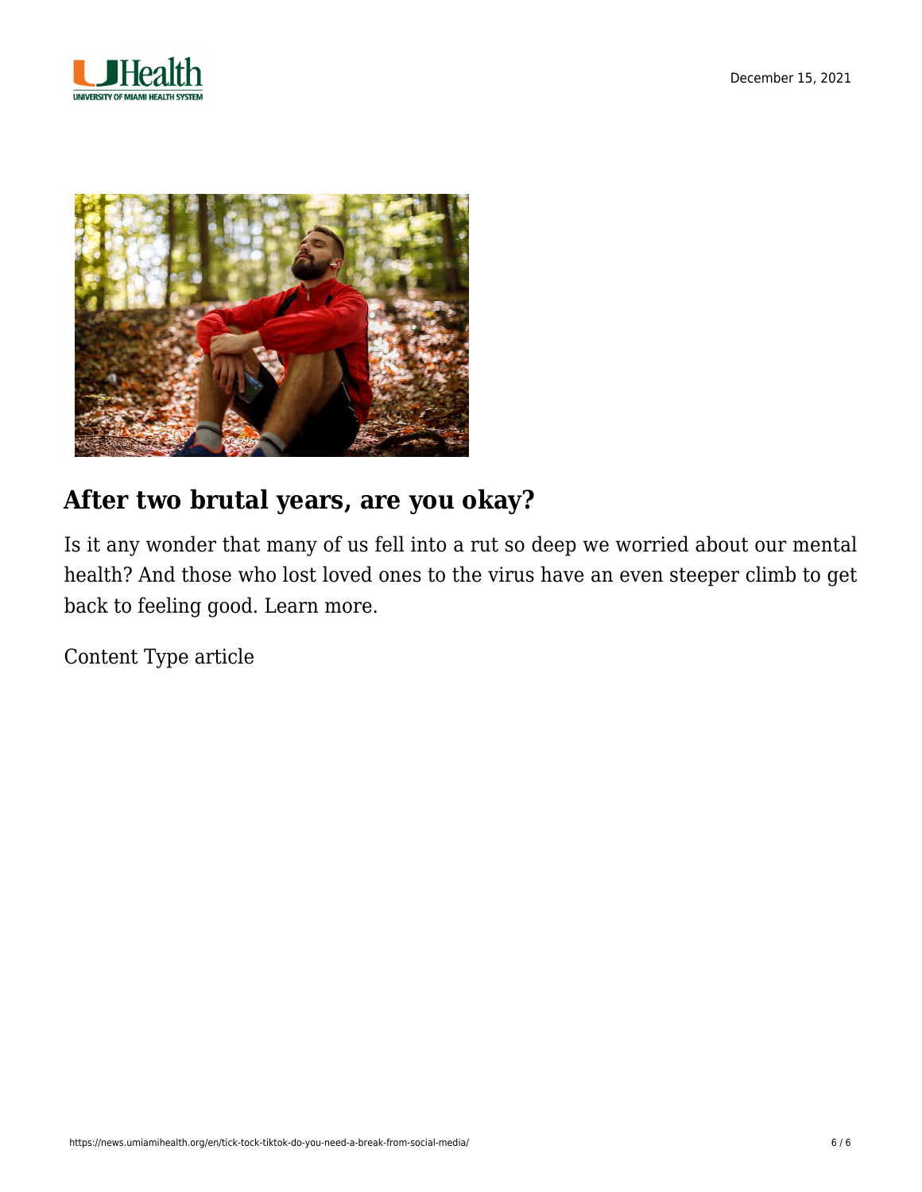## After two brutal years, are you okay?

Is it any wonder that many of us fell into a rut so deep we worried about our mental health? And those who lost loved ones to the virus have an even steeper climb to get back to feeling good. Learn more.

Content Type article